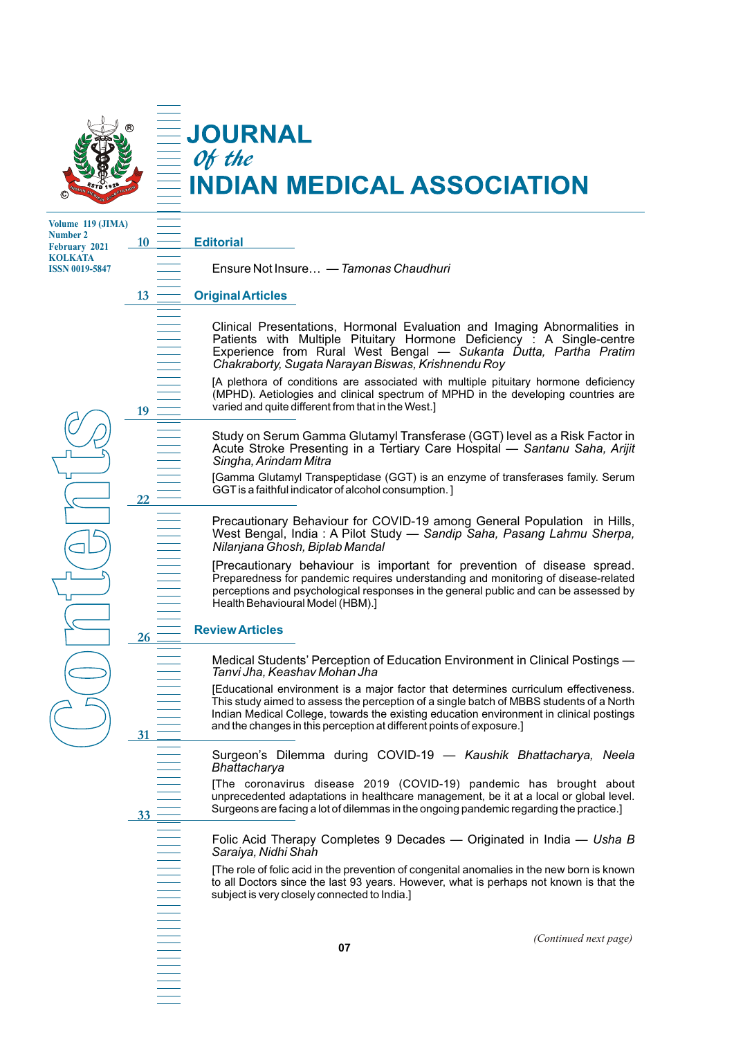# JOURNAL Of the INDIAN MEDICAL ASSOCIATION

Volume 119 (JIMA)
Number 2
February 2021
KOLKATA
ISSN 0019-5847

# Contents

## Editorial

10 Ensure Not Insure… — *Tamonas Chaudhuri*

## Original Articles

13 Clinical Presentations, Hormonal Evaluation and Imaging Abnormalities in Patients with Multiple Pituitary Hormone Deficiency : A Single-centre Experience from Rural West Bengal — *Sukanta Dutta, Partha Pratim Chakraborty, Sugata Narayan Biswas, Krishnendu Roy*

[A plethora of conditions are associated with multiple pituitary hormone deficiency (MPHD). Aetiologies and clinical spectrum of MPHD in the developing countries are varied and quite different from that in the West.]

19 Study on Serum Gamma Glutamyl Transferase (GGT) level as a Risk Factor in Acute Stroke Presenting in a Tertiary Care Hospital — *Santanu Saha, Arijit Singha, Arindam Mitra*

[Gamma Glutamyl Transpeptidase (GGT) is an enzyme of transferases family. Serum GGT is a faithful indicator of alcohol consumption. ]

22 Precautionary Behaviour for COVID-19 among General Population in Hills, West Bengal, India : A Pilot Study — *Sandip Saha, Pasang Lahmu Sherpa, Nilanjana Ghosh, Biplab Mandal*

[Precautionary behaviour is important for prevention of disease spread. Preparedness for pandemic requires understanding and monitoring of disease-related perceptions and psychological responses in the general public and can be assessed by Health Behavioural Model (HBM).]

## Review Articles

26 Medical Students' Perception of Education Environment in Clinical Postings — *Tanvi Jha, Keashav Mohan Jha*

[Educational environment is a major factor that determines curriculum effectiveness. This study aimed to assess the perception of a single batch of MBBS students of a North Indian Medical College, towards the existing education environment in clinical postings and the changes in this perception at different points of exposure.]

31 Surgeon's Dilemma during COVID-19 — *Kaushik Bhattacharya, Neela Bhattacharya*

[The coronavirus disease 2019 (COVID-19) pandemic has brought about unprecedented adaptations in healthcare management, be it at a local or global level. Surgeons are facing a lot of dilemmas in the ongoing pandemic regarding the practice.]

33 Folic Acid Therapy Completes 9 Decades — Originated in India — *Usha B Saraiya, Nidhi Shah*

[The role of folic acid in the prevention of congenital anomalies in the new born is known to all Doctors since the last 93 years. However, what is perhaps not known is that the subject is very closely connected to India.]

*(Continued next page)*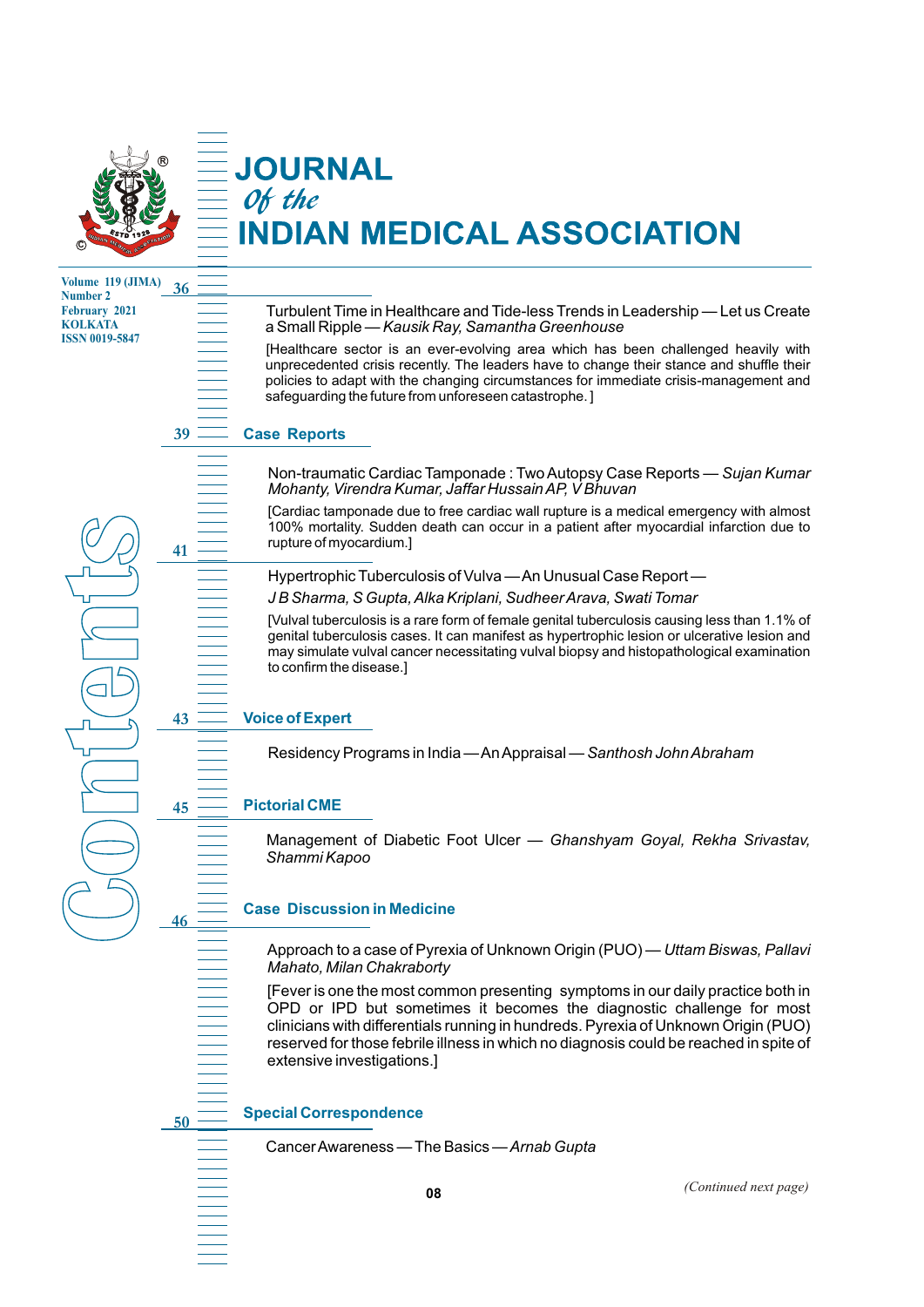# JOURNAL Of the INDIAN MEDICAL ASSOCIATION

Volume 119 (JIMA)
Number 2
February 2021
KOLKATA
ISSN 0019-5847

# Contents

36

Turbulent Time in Healthcare and Tide-less Trends in Leadership — Let us Create a Small Ripple — *Kausik Ray, Samantha Greenhouse*

[Healthcare sector is an ever-evolving area which has been challenged heavily with unprecedented crisis recently. The leaders have to change their stance and shuffle their policies to adapt with the changing circumstances for immediate crisis-management and safeguarding the future from unforeseen catastrophe. ]

## 39 Case Reports

Non-traumatic Cardiac Tamponade : Two Autopsy Case Reports — *Sujan Kumar Mohanty, Virendra Kumar, Jaffar Hussain AP, V Bhuvan*

[Cardiac tamponade due to free cardiac wall rupture is a medical emergency with almost 100% mortality. Sudden death can occur in a patient after myocardial infarction due to rupture of myocardium.]

41

Hypertrophic Tuberculosis of Vulva — An Unusual Case Report —
*J B Sharma, S Gupta, Alka Kriplani, Sudheer Arava, Swati Tomar*

[Vulval tuberculosis is a rare form of female genital tuberculosis causing less than 1.1% of genital tuberculosis cases. It can manifest as hypertrophic lesion or ulcerative lesion and may simulate vulval cancer necessitating vulval biopsy and histopathological examination to confirm the disease.]

## 43 Voice of Expert

Residency Programs in India — An Appraisal — *Santhosh John Abraham*

## 45 Pictorial CME

Management of Diabetic Foot Ulcer — *Ghanshyam Goyal, Rekha Srivastav, Shammi Kapoo*

## 46 Case Discussion in Medicine

Approach to a case of Pyrexia of Unknown Origin (PUO) — *Uttam Biswas, Pallavi Mahato, Milan Chakraborty*

[Fever is one the most common presenting symptoms in our daily practice both in OPD or IPD but sometimes it becomes the diagnostic challenge for most clinicians with differentials running in hundreds. Pyrexia of Unknown Origin (PUO) reserved for those febrile illness in which no diagnosis could be reached in spite of extensive investigations.]

## 50 Special Correspondence

Cancer Awareness — The Basics — *Arnab Gupta*

*(Continued next page)*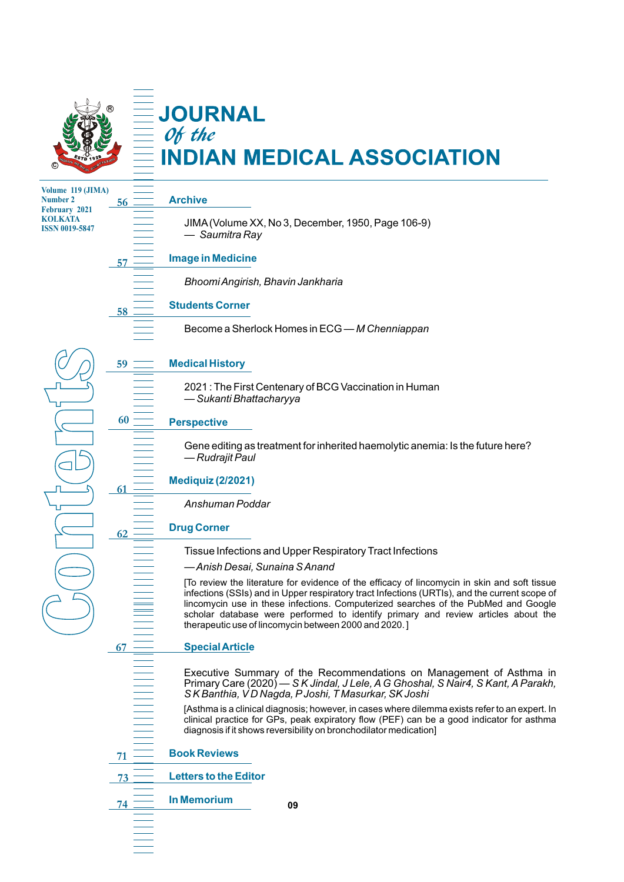# JOURNAL Of the INDIAN MEDICAL ASSOCIATION

Volume 119 (JIMA)
Number 2
February 2021
KOLKATA
ISSN 0019-5847

# Contents

56 **Archive**

JIMA (Volume XX, No 3, December, 1950, Page 106-9)
— *Saumitra Ray*

57 **Image in Medicine**

*Bhoomi Angirish, Bhavin Jankharia*

58 **Students Corner**

Become a Sherlock Homes in ECG — *M Chenniappan*

59 **Medical History**

2021 : The First Centenary of BCG Vaccination in Human
— *Sukanti Bhattacharyya*

60 **Perspective**

Gene editing as treatment for inherited haemolytic anemia: Is the future here?
— *Rudrajit Paul*

61 **Mediquiz (2/2021)**

*Anshuman Poddar*

62 **Drug Corner**

Tissue Infections and Upper Respiratory Tract Infections

— *Anish Desai, Sunaina S Anand*

[To review the literature for evidence of the efficacy of lincomycin in skin and soft tissue infections (SSIs) and in Upper respiratory tract Infections (URTIs), and the current scope of lincomycin use in these infections. Computerized searches of the PubMed and Google scholar database were performed to identify primary and review articles about the therapeutic use of lincomycin between 2000 and 2020. ]

67 **Special Article**

Executive Summary of the Recommendations on Management of Asthma in Primary Care (2020) — *S K Jindal, J Lele, A G Ghoshal, S Nair4, S Kant, A Parakh, S K Banthia, V D Nagda, P Joshi, T Masurkar, SK Joshi*

[Asthma is a clinical diagnosis; however, in cases where dilemma exists refer to an expert. In clinical practice for GPs, peak expiratory flow (PEF) can be a good indicator for asthma diagnosis if it shows reversibility on bronchodilator medication]

71 **Book Reviews**

73 **Letters to the Editor**

74 **In Memorium**